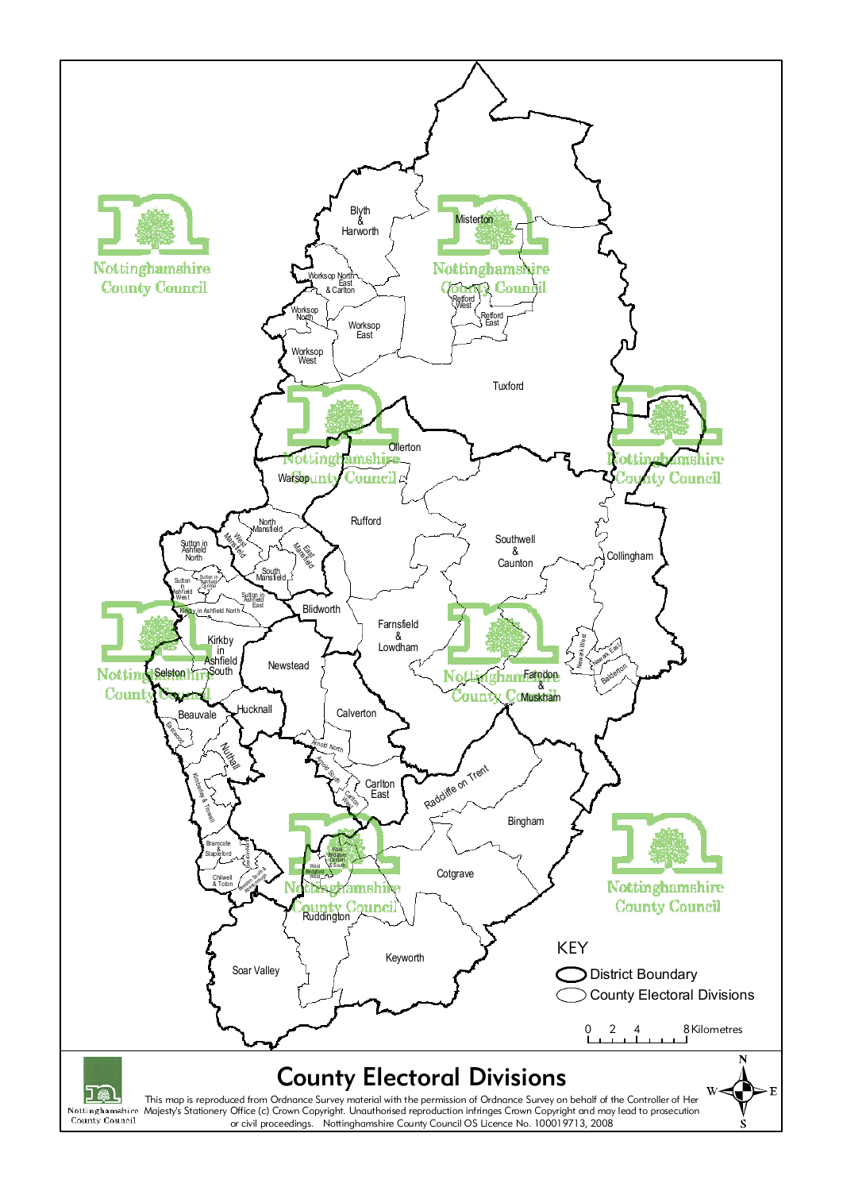# County Electoral Divisions

Blyth & Harworth

Misterton

Worksop North East & Carlton

Worksop North

Worksop East

Worksop West

Retford West

Retford East

Tuxford

Ollerton

Warsop

Rufford

North Mansfield

West Mansfield

East Mansfield

South Mansfield

Sutton in Ashfield North

Sutton in Ashfield West

Sutton in Ashfield Central

Sutton in Ashfield East

Kirkby in Ashfield North

Kirkby in Ashfield South

Selston

Southwell & Caunton

Collingham

Blidworth

Farnsfield & Lowdham

Newstead

Newark West

Newark East

Balderton

Farndon & Muskham

Hucknall

Beauvale

Eastwood

Nuthall

Calverton

Arnold North

Arnold South

Carlton East

Carlton West

Radcliffe on Trent

Kimberley & Trowell

Bingham

Bramcote & Stapleford

Beeston North

West Bridgford Central & South

West Bridgford West

Beeston South & Attenborough

Chilwell & Toton

Cotgrave

Ruddington

Soar Valley

Keyworth

KEY

- District Boundary
- County Electoral Divisions

0 2 4 8 Kilometres

Nottinghamshire County Council

This map is reproduced from Ordnance Survey material with the permission of Ordnance Survey on behalf of the Controller of Her Majesty's Stationery Office (c) Crown Copyright. Unauthorised reproduction infringes Crown Copyright and may lead to prosecution or civil proceedings. Nottinghamshire County Council OS Licence No. 100019713, 2008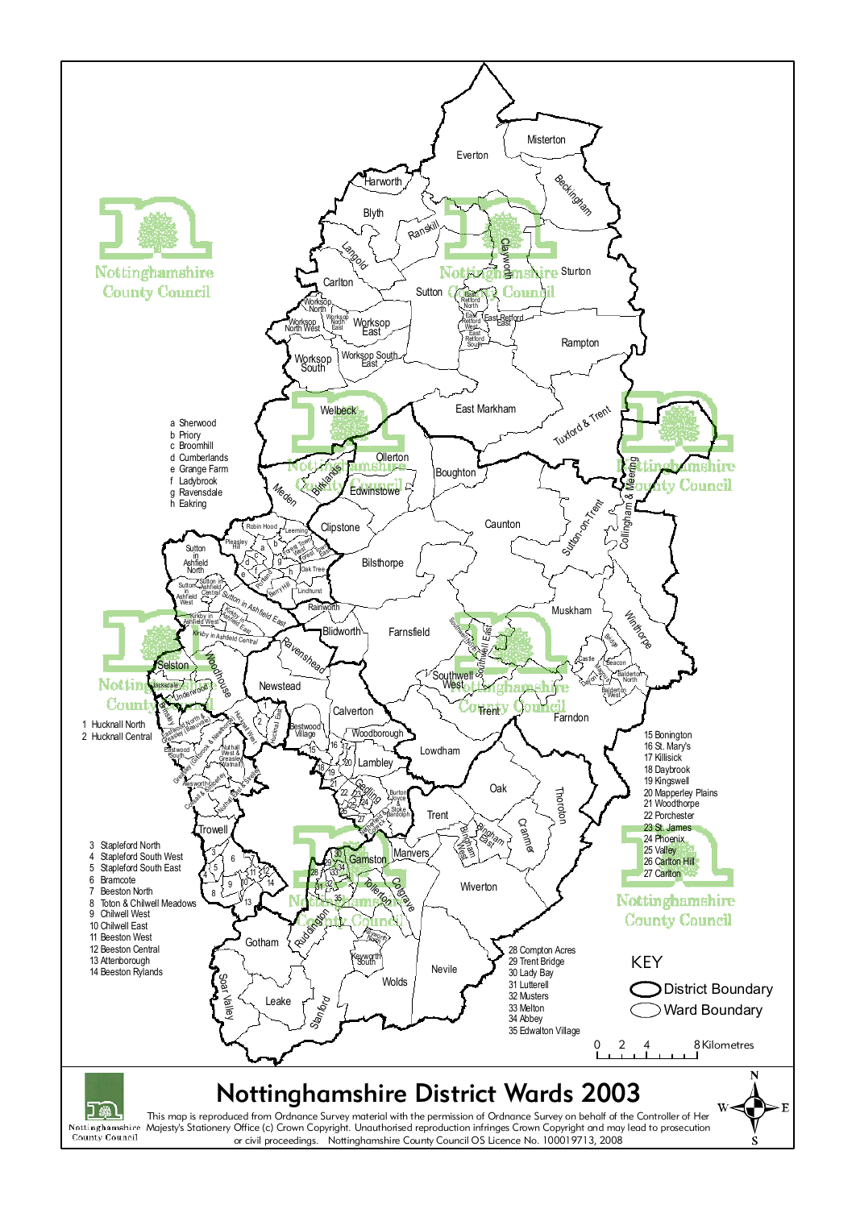# Nottinghamshire District Wards 2003

a Sherwood
b Priory
c Broomhill
d Cumberlands
e Grange Farm
f Ladybrook
g Ravensdale
h Eakring

1 Hucknall North
2 Hucknall Central

3 Stapleford North
4 Stapleford South West
5 Stapleford South East
6 Bramcote
7 Beeston North
8 Toton & Chilwell Meadows
9 Chilwell West
10 Chilwell East
11 Beeston West
12 Beeston Central
13 Attenborough
14 Beeston Rylands

15 Bonington
16 St. Mary's
17 Killisick
18 Daybrook
19 Kingswell
20 Mapperley Plains
21 Woodthorpe
22 Porchester
23 St. James
24 Phoenix
25 Valley
26 Carlton Hill
27 Carlton

28 Compton Acres
29 Trent Bridge
30 Lady Bay
31 Lutterell
32 Musters
33 Melton
34 Abbey
35 Edwalton Village

KEY
- District Boundary
- Ward Boundary

0 2 4 8 Kilometres

Nottinghamshire County Council

This map is reproduced from Ordnance Survey material with the permission of Ordnance Survey on behalf of the Controller of Her Majesty's Stationery Office (c) Crown Copyright. Unauthorised reproduction infringes Crown Copyright and may lead to prosecution or civil proceedings. Nottinghamshire County Council OS Licence No. 100019713, 2008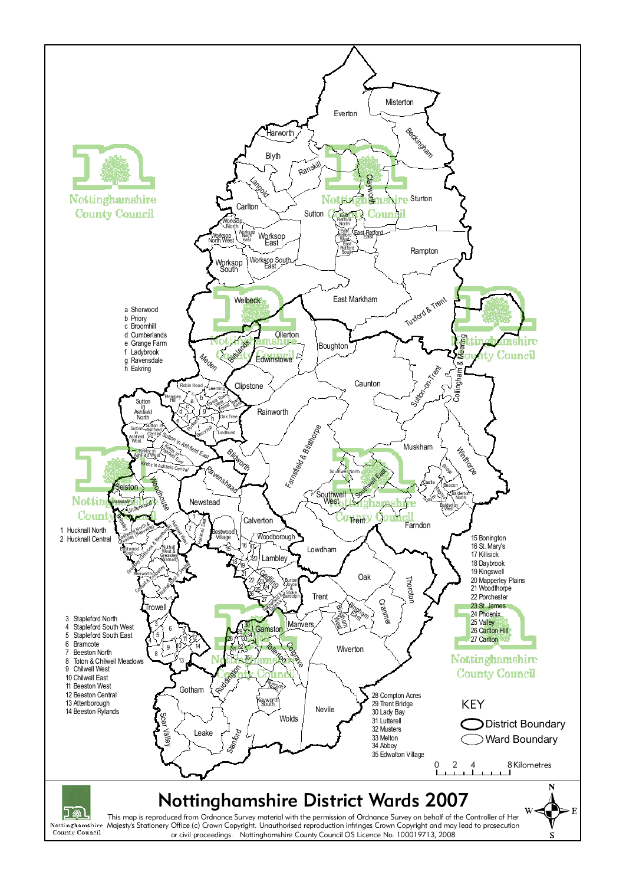# Nottinghamshire District Wards 2007

a Sherwood
b Priory
c Broomhill
d Cumberlands
e Grange Farm
f Ladybrook
g Ravensdale
h Eakring

1 Hucknall North
2 Hucknall Central

3 Stapleford North
4 Stapleford South West
5 Stapleford South East
6 Bramcote
7 Beeston North
8 Toton & Chilwell Meadows
9 Chilwell West
10 Chilwell East
11 Beeston West
12 Beeston Central
13 Attenborough
14 Beeston Rylands

15 Bonington
16 St. Mary's
17 Killisick
18 Daybrook
19 Kingswell
20 Mapperley Plains
21 Woodthorpe
22 Porchester
23 St. James
24 Phoenix
25 Valley
26 Carlton Hill
27 Carlton

28 Compton Acres
29 Trent Bridge
30 Lady Bay
31 Lutterell
32 Musters
33 Melton
34 Abbey
35 Edwalton Village

KEY
District Boundary
Ward Boundary

0 2 4 8 Kilometres

This map is reproduced from Ordnance Survey material with the permission of Ordnance Survey on behalf of the Controller of Her Majesty's Stationery Office (c) Crown Copyright. Unauthorised reproduction infringes Crown Copyright and may lead to prosecution or civil proceedings. Nottinghamshire County Council OS Licence No. 100019713, 2008